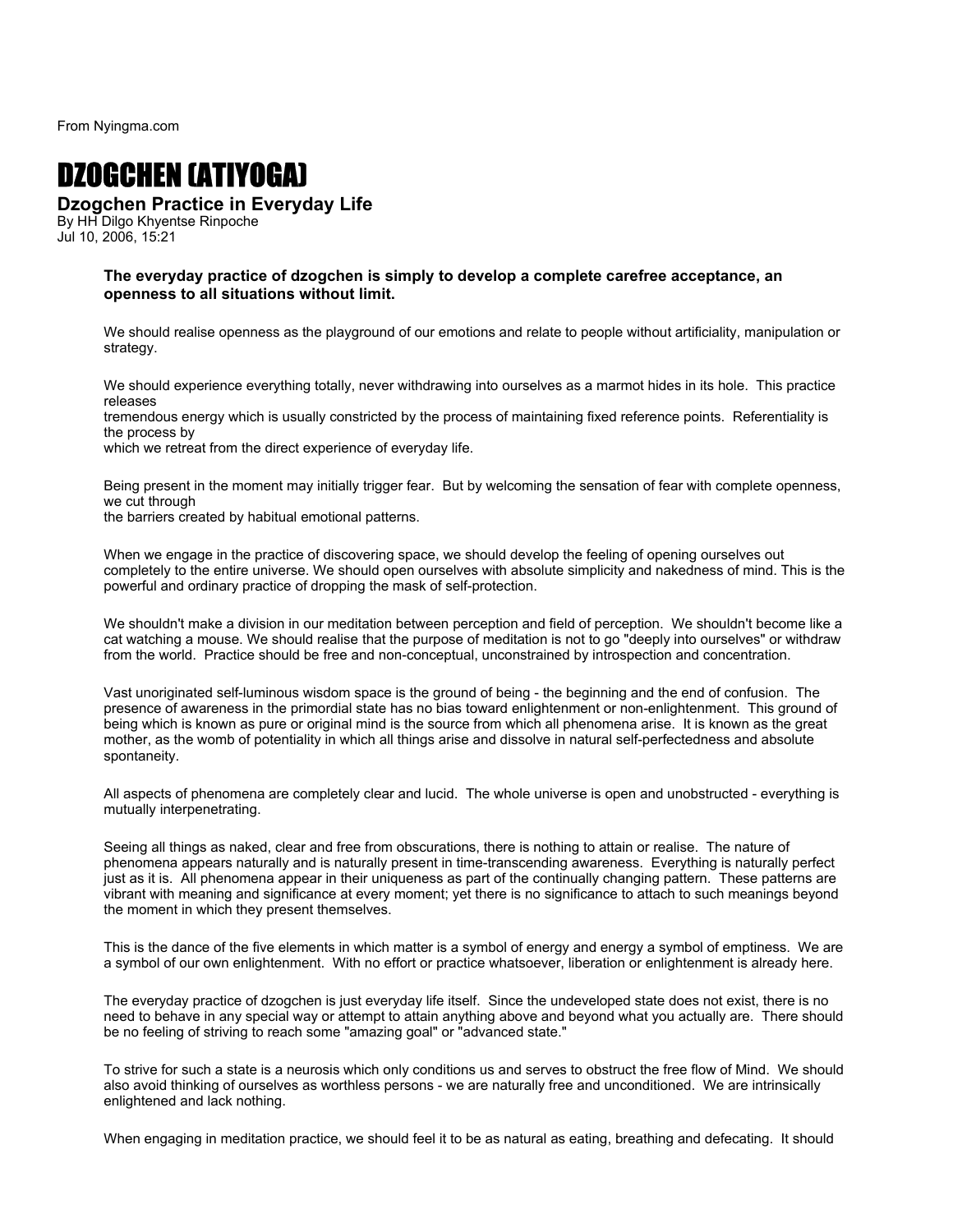From Nyingma.com

# DZOGCHEN (ATIYOGA)

## Dzogchen Practice in Everyday Life

By HH Dilgo Khyentse Rinpoche
Jul 10, 2006, 15:21

**The everyday practice of dzogchen is simply to develop a complete carefree acceptance, an openness to all situations without limit.**

We should realise openness as the playground of our emotions and relate to people without artificiality, manipulation or strategy.

We should experience everything totally, never withdrawing into ourselves as a marmot hides in its hole. This practice releases tremendous energy which is usually constricted by the process of maintaining fixed reference points. Referentiality is the process by which we retreat from the direct experience of everyday life.

Being present in the moment may initially trigger fear. But by welcoming the sensation of fear with complete openness, we cut through the barriers created by habitual emotional patterns.

When we engage in the practice of discovering space, we should develop the feeling of opening ourselves out completely to the entire universe. We should open ourselves with absolute simplicity and nakedness of mind. This is the powerful and ordinary practice of dropping the mask of self-protection.

We shouldn't make a division in our meditation between perception and field of perception. We shouldn't become like a cat watching a mouse. We should realise that the purpose of meditation is not to go "deeply into ourselves" or withdraw from the world. Practice should be free and non-conceptual, unconstrained by introspection and concentration.

Vast unoriginated self-luminous wisdom space is the ground of being - the beginning and the end of confusion. The presence of awareness in the primordial state has no bias toward enlightenment or non-enlightenment. This ground of being which is known as pure or original mind is the source from which all phenomena arise. It is known as the great mother, as the womb of potentiality in which all things arise and dissolve in natural self-perfectedness and absolute spontaneity.

All aspects of phenomena are completely clear and lucid. The whole universe is open and unobstructed - everything is mutually interpenetrating.

Seeing all things as naked, clear and free from obscurations, there is nothing to attain or realise. The nature of phenomena appears naturally and is naturally present in time-transcending awareness. Everything is naturally perfect just as it is. All phenomena appear in their uniqueness as part of the continually changing pattern. These patterns are vibrant with meaning and significance at every moment; yet there is no significance to attach to such meanings beyond the moment in which they present themselves.

This is the dance of the five elements in which matter is a symbol of energy and energy a symbol of emptiness. We are a symbol of our own enlightenment. With no effort or practice whatsoever, liberation or enlightenment is already here.

The everyday practice of dzogchen is just everyday life itself. Since the undeveloped state does not exist, there is no need to behave in any special way or attempt to attain anything above and beyond what you actually are. There should be no feeling of striving to reach some "amazing goal" or "advanced state."

To strive for such a state is a neurosis which only conditions us and serves to obstruct the free flow of Mind. We should also avoid thinking of ourselves as worthless persons - we are naturally free and unconditioned. We are intrinsically enlightened and lack nothing.

When engaging in meditation practice, we should feel it to be as natural as eating, breathing and defecating. It should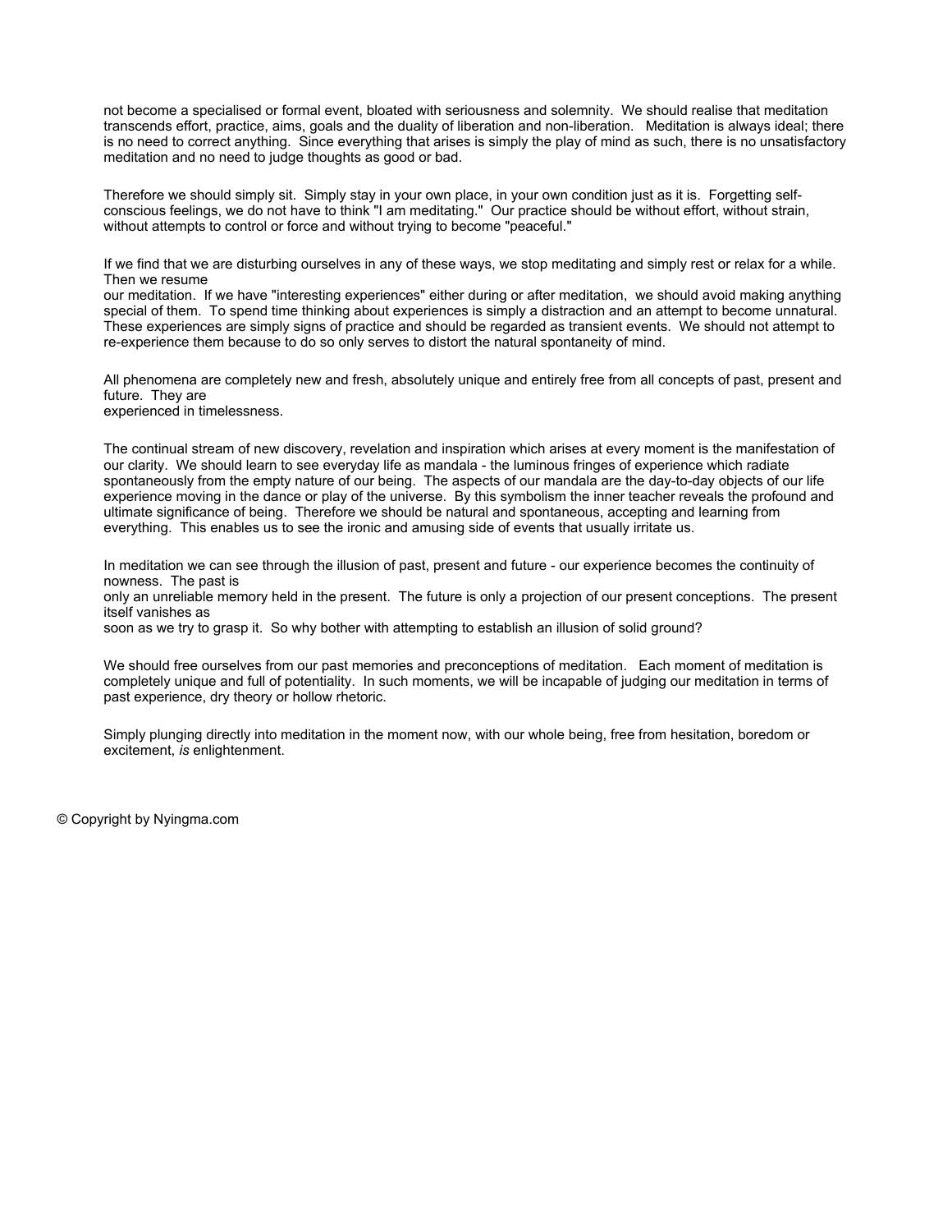not become a specialised or formal event, bloated with seriousness and solemnity. We should realise that meditation transcends effort, practice, aims, goals and the duality of liberation and non-liberation. Meditation is always ideal; there is no need to correct anything. Since everything that arises is simply the play of mind as such, there is no unsatisfactory meditation and no need to judge thoughts as good or bad.

Therefore we should simply sit. Simply stay in your own place, in your own condition just as it is. Forgetting self-conscious feelings, we do not have to think "I am meditating." Our practice should be without effort, without strain, without attempts to control or force and without trying to become "peaceful."

If we find that we are disturbing ourselves in any of these ways, we stop meditating and simply rest or relax for a while. Then we resume our meditation. If we have "interesting experiences" either during or after meditation, we should avoid making anything special of them. To spend time thinking about experiences is simply a distraction and an attempt to become unnatural. These experiences are simply signs of practice and should be regarded as transient events. We should not attempt to re-experience them because to do so only serves to distort the natural spontaneity of mind.

All phenomena are completely new and fresh, absolutely unique and entirely free from all concepts of past, present and future. They are experienced in timelessness.

The continual stream of new discovery, revelation and inspiration which arises at every moment is the manifestation of our clarity. We should learn to see everyday life as mandala - the luminous fringes of experience which radiate spontaneously from the empty nature of our being. The aspects of our mandala are the day-to-day objects of our life experience moving in the dance or play of the universe. By this symbolism the inner teacher reveals the profound and ultimate significance of being. Therefore we should be natural and spontaneous, accepting and learning from everything. This enables us to see the ironic and amusing side of events that usually irritate us.

In meditation we can see through the illusion of past, present and future - our experience becomes the continuity of nowness. The past is only an unreliable memory held in the present. The future is only a projection of our present conceptions. The present itself vanishes as soon as we try to grasp it. So why bother with attempting to establish an illusion of solid ground?

We should free ourselves from our past memories and preconceptions of meditation. Each moment of meditation is completely unique and full of potentiality. In such moments, we will be incapable of judging our meditation in terms of past experience, dry theory or hollow rhetoric.

Simply plunging directly into meditation in the moment now, with our whole being, free from hesitation, boredom or excitement, *is* enlightenment.

© Copyright by Nyingma.com